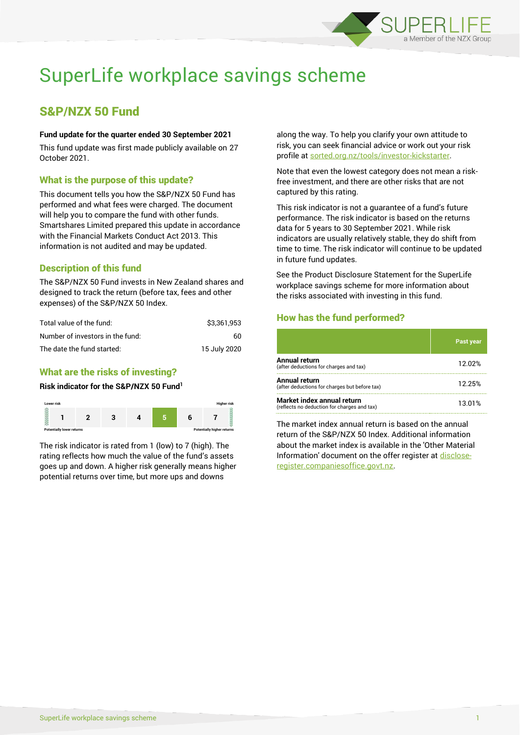# SuperLife workplace savings scheme

## S&P/NZX 50 Fund

**Fund update for the quarter ended 30 September 2021**

This fund update was first made publicly available on 27 October 2021.

### What is the purpose of this update?

This document tells you how the S&P/NZX 50 Fund has performed and what fees were charged. The document will help you to compare the fund with other funds. Smartshares Limited prepared this update in accordance with the Financial Markets Conduct Act 2013. This information is not audited and may be updated.

### Description of this fund

The S&P/NZX 50 Fund invests in New Zealand shares and designed to track the return (before tax, fees and other expenses) of the S&P/NZX 50 Index.

| | |
|---|---|
| Total value of the fund: | $3,361,953 |
| Number of investors in the fund: | 60 |
| The date the fund started: | 15 July 2020 |

### What are the risks of investing?

**Risk indicator for the S&P/NZX 50 Fund[1]**

| Lower risk | | | | | | Higher risk |
|---|---|---|---|---|---|---|
| 1 | 2 | 3 | 4 | **5** | 6 | 7 |
| Potentially lower returns | | | | | | Potentially higher returns |

The risk indicator is rated from 1 (low) to 7 (high). The rating reflects how much the value of the fund's assets goes up and down. A higher risk generally means higher potential returns over time, but more ups and downs along the way. To help you clarify your own attitude to risk, you can seek financial advice or work out your risk profile at sorted.org.nz/tools/investor-kickstarter.

Note that even the lowest category does not mean a risk-free investment, and there are other risks that are not captured by this rating.

This risk indicator is not a guarantee of a fund's future performance. The risk indicator is based on the returns data for 5 years to 30 September 2021. While risk indicators are usually relatively stable, they do shift from time to time. The risk indicator will continue to be updated in future fund updates.

See the Product Disclosure Statement for the SuperLife workplace savings scheme for more information about the risks associated with investing in this fund.

### How has the fund performed?

| | Past year |
|---|---|
| **Annual return** (after deductions for charges and tax) | 12.02% |
| **Annual return** (after deductions for charges but before tax) | 12.25% |
| **Market index annual return** (reflects no deduction for charges and tax) | 13.01% |

The market index annual return is based on the annual return of the S&P/NZX 50 Index. Additional information about the market index is available in the 'Other Material Information' document on the offer register at disclose-register.companiesoffice.govt.nz.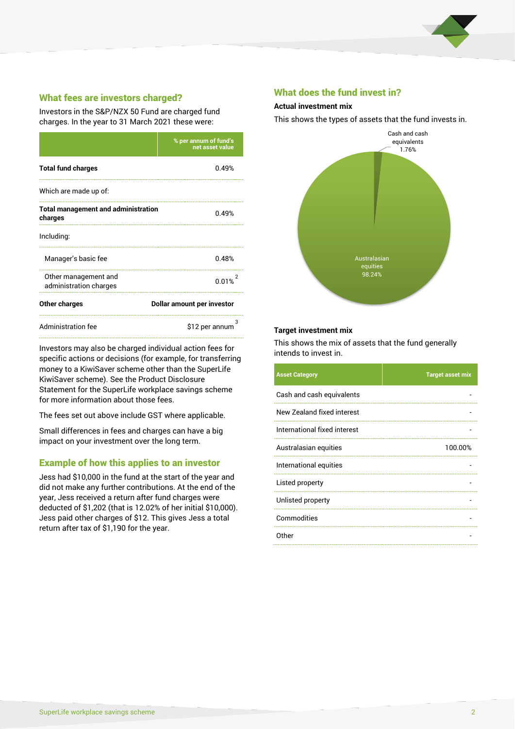## What fees are investors charged?

Investors in the S&P/NZX 50 Fund are charged fund charges. In the year to 31 March 2021 these were:

| | % per annum of fund's net asset value |
|---|---|
| **Total fund charges** | 0.49% |
| Which are made up of: | |
| **Total management and administration charges** | 0.49% |
| Including: | |
| Manager's basic fee | 0.48% |
| Other management and administration charges | 0.01% [2] |
| **Other charges** | **Dollar amount per investor** |
| Administration fee | $12 per annum [3] |

Investors may also be charged individual action fees for specific actions or decisions (for example, for transferring money to a KiwiSaver scheme other than the SuperLife KiwiSaver scheme). See the Product Disclosure Statement for the SuperLife workplace savings scheme for more information about those fees.

The fees set out above include GST where applicable.

Small differences in fees and charges can have a big impact on your investment over the long term.

## Example of how this applies to an investor

Jess had $10,000 in the fund at the start of the year and did not make any further contributions. At the end of the year, Jess received a return after fund charges were deducted of $1,202 (that is 12.02% of her initial $10,000). Jess paid other charges of $12. This gives Jess a total return after tax of $1,190 for the year.

## What does the fund invest in?

### Actual investment mix

This shows the types of assets that the fund invests in.

Cash and cash equivalents 1.76%

Australasian equities 98.24%

### Target investment mix

This shows the mix of assets that the fund generally intends to invest in.

| Asset Category | Target asset mix |
|---|---|
| Cash and cash equivalents | - |
| New Zealand fixed interest | - |
| International fixed interest | - |
| Australasian equities | 100.00% |
| International equities | - |
| Listed property | - |
| Unlisted property | - |
| Commodities | - |
| Other | - |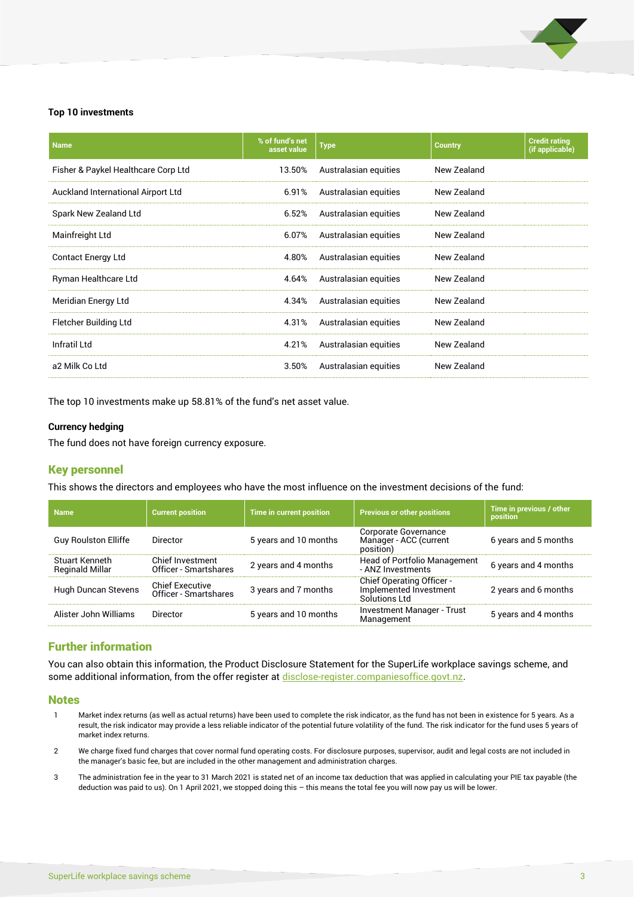### Top 10 investments

| Name | % of fund's net asset value | Type | Country | Credit rating (if applicable) |
|---|---|---|---|---|
| Fisher & Paykel Healthcare Corp Ltd | 13.50% | Australasian equities | New Zealand | |
| Auckland International Airport Ltd | 6.91% | Australasian equities | New Zealand | |
| Spark New Zealand Ltd | 6.52% | Australasian equities | New Zealand | |
| Mainfreight Ltd | 6.07% | Australasian equities | New Zealand | |
| Contact Energy Ltd | 4.80% | Australasian equities | New Zealand | |
| Ryman Healthcare Ltd | 4.64% | Australasian equities | New Zealand | |
| Meridian Energy Ltd | 4.34% | Australasian equities | New Zealand | |
| Fletcher Building Ltd | 4.31% | Australasian equities | New Zealand | |
| Infratil Ltd | 4.21% | Australasian equities | New Zealand | |
| a2 Milk Co Ltd | 3.50% | Australasian equities | New Zealand | |

The top 10 investments make up 58.81% of the fund's net asset value.

### Currency hedging

The fund does not have foreign currency exposure.

## Key personnel

This shows the directors and employees who have the most influence on the investment decisions of the fund:

| Name | Current position | Time in current position | Previous or other positions | Time in previous / other position |
|---|---|---|---|---|
| Guy Roulston Elliffe | Director | 5 years and 10 months | Corporate Governance Manager - ACC (current position) | 6 years and 5 months |
| Stuart Kenneth Reginald Millar | Chief Investment Officer - Smartshares | 2 years and 4 months | Head of Portfolio Management - ANZ Investments | 6 years and 4 months |
| Hugh Duncan Stevens | Chief Executive Officer - Smartshares | 3 years and 7 months | Chief Operating Officer - Implemented Investment Solutions Ltd | 2 years and 6 months |
| Alister John Williams | Director | 5 years and 10 months | Investment Manager - Trust Management | 5 years and 4 months |

## Further information

You can also obtain this information, the Product Disclosure Statement for the SuperLife workplace savings scheme, and some additional information, from the offer register at disclose-register.companiesoffice.govt.nz.

## Notes

1. Market index returns (as well as actual returns) have been used to complete the risk indicator, as the fund has not been in existence for 5 years. As a result, the risk indicator may provide a less reliable indicator of the potential future volatility of the fund. The risk indicator for the fund uses 5 years of market index returns.
2. We charge fixed fund charges that cover normal fund operating costs. For disclosure purposes, supervisor, audit and legal costs are not included in the manager's basic fee, but are included in the other management and administration charges.
3. The administration fee in the year to 31 March 2021 is stated net of an income tax deduction that was applied in calculating your PIE tax payable (the deduction was paid to us). On 1 April 2021, we stopped doing this – this means the total fee you will now pay us will be lower.